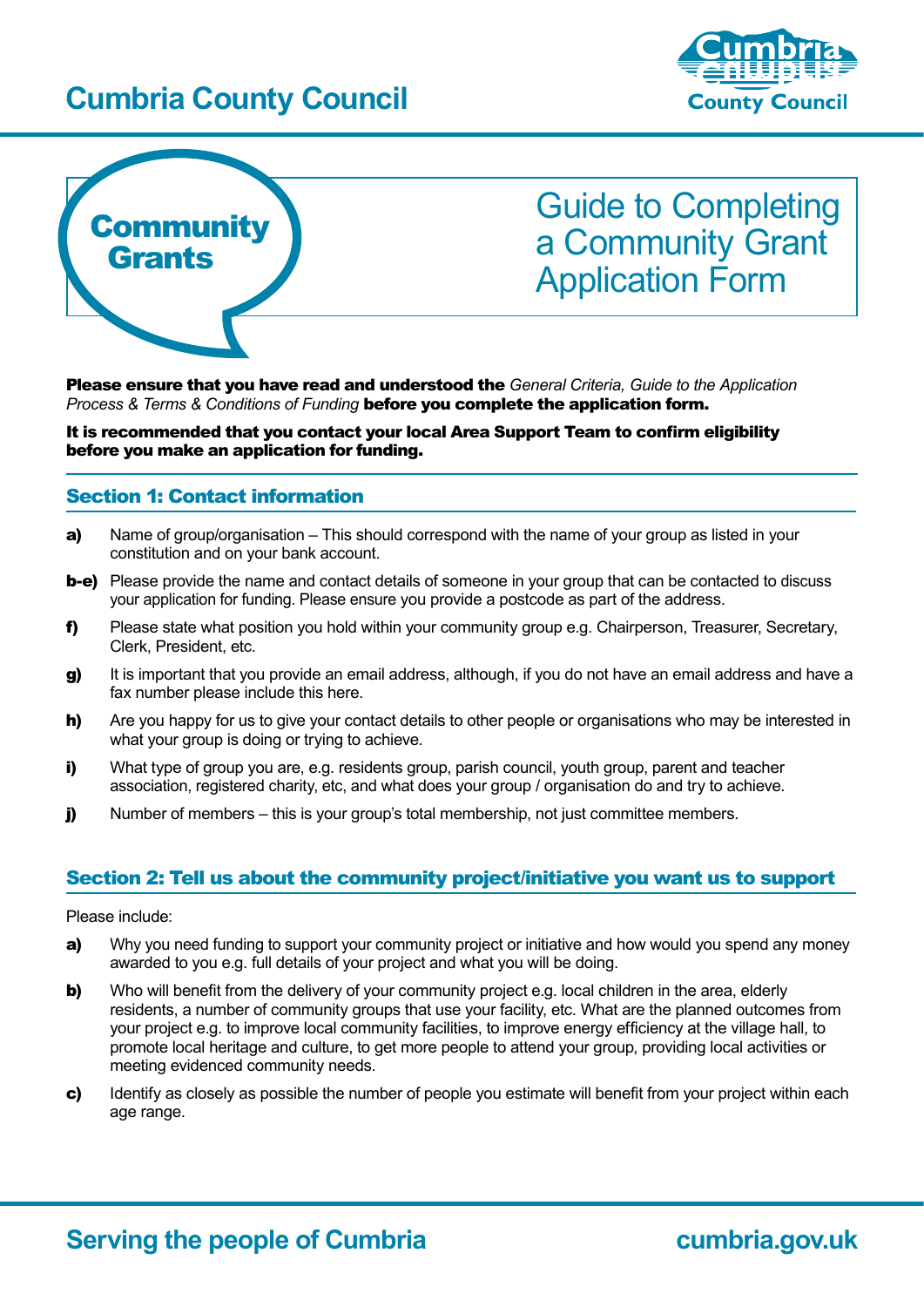# Cumbria County Council

**Community Grants**

# Guide to Completing a Community Grant Application Form

**Please ensure that you have read and understood the** *General Criteria, Guide to the Application Process & Terms & Conditions of Funding* **before you complete the application form.**

**It is recommended that you contact your local Area Support Team to confirm eligibility before you make an application for funding.**

## Section 1: Contact information

**a)** Name of group/organisation – This should correspond with the name of your group as listed in your constitution and on your bank account.

**b-e)** Please provide the name and contact details of someone in your group that can be contacted to discuss your application for funding. Please ensure you provide a postcode as part of the address.

**f)** Please state what position you hold within your community group e.g. Chairperson, Treasurer, Secretary, Clerk, President, etc.

**g)** It is important that you provide an email address, although, if you do not have an email address and have a fax number please include this here.

**h)** Are you happy for us to give your contact details to other people or organisations who may be interested in what your group is doing or trying to achieve.

**i)** What type of group you are, e.g. residents group, parish council, youth group, parent and teacher association, registered charity, etc, and what does your group / organisation do and try to achieve.

**j)** Number of members – this is your group's total membership, not just committee members.

## Section 2: Tell us about the community project/initiative you want us to support

Please include:

**a)** Why you need funding to support your community project or initiative and how would you spend any money awarded to you e.g. full details of your project and what you will be doing.

**b)** Who will benefit from the delivery of your community project e.g. local children in the area, elderly residents, a number of community groups that use your facility, etc. What are the planned outcomes from your project e.g. to improve local community facilities, to improve energy efficiency at the village hall, to promote local heritage and culture, to get more people to attend your group, providing local activities or meeting evidenced community needs.

**c)** Identify as closely as possible the number of people you estimate will benefit from your project within each age range.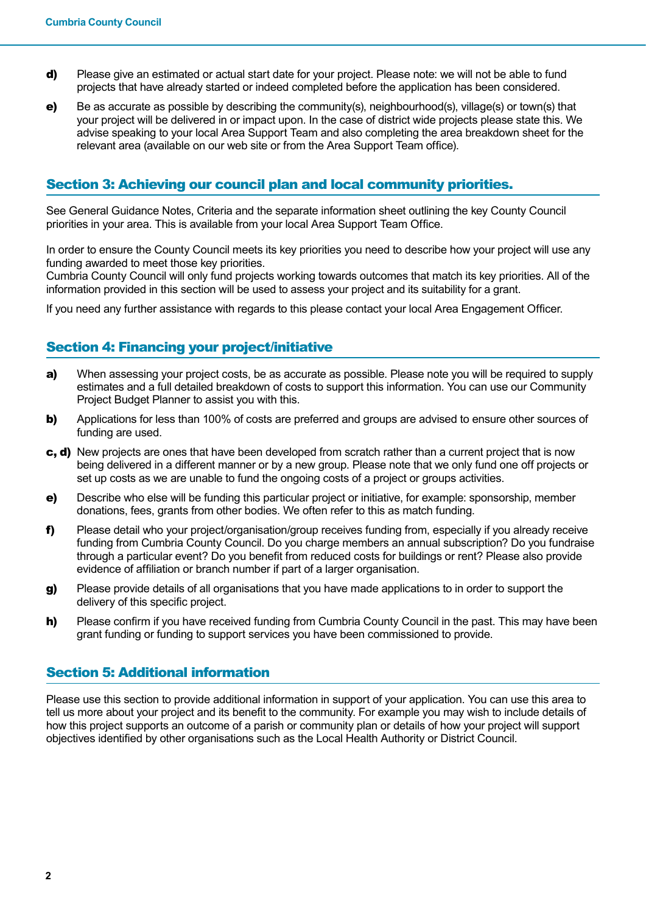**d)** Please give an estimated or actual start date for your project. Please note: we will not be able to fund projects that have already started or indeed completed before the application has been considered.

**e)** Be as accurate as possible by describing the community(s), neighbourhood(s), village(s) or town(s) that your project will be delivered in or impact upon. In the case of district wide projects please state this. We advise speaking to your local Area Support Team and also completing the area breakdown sheet for the relevant area (available on our web site or from the Area Support Team office).

## Section 3: Achieving our council plan and local community priorities.

See General Guidance Notes, Criteria and the separate information sheet outlining the key County Council priorities in your area. This is available from your local Area Support Team Office.

In order to ensure the County Council meets its key priorities you need to describe how your project will use any funding awarded to meet those key priorities.
Cumbria County Council will only fund projects working towards outcomes that match its key priorities. All of the information provided in this section will be used to assess your project and its suitability for a grant.

If you need any further assistance with regards to this please contact your local Area Engagement Officer.

## Section 4: Financing your project/initiative

**a)** When assessing your project costs, be as accurate as possible. Please note you will be required to supply estimates and a full detailed breakdown of costs to support this information. You can use our Community Project Budget Planner to assist you with this.

**b)** Applications for less than 100% of costs are preferred and groups are advised to ensure other sources of funding are used.

**c, d)** New projects are ones that have been developed from scratch rather than a current project that is now being delivered in a different manner or by a new group. Please note that we only fund one off projects or set up costs as we are unable to fund the ongoing costs of a project or groups activities.

**e)** Describe who else will be funding this particular project or initiative, for example: sponsorship, member donations, fees, grants from other bodies. We often refer to this as match funding.

**f)** Please detail who your project/organisation/group receives funding from, especially if you already receive funding from Cumbria County Council. Do you charge members an annual subscription? Do you fundraise through a particular event? Do you benefit from reduced costs for buildings or rent? Please also provide evidence of affiliation or branch number if part of a larger organisation.

**g)** Please provide details of all organisations that you have made applications to in order to support the delivery of this specific project.

**h)** Please confirm if you have received funding from Cumbria County Council in the past. This may have been grant funding or funding to support services you have been commissioned to provide.

## Section 5: Additional information

Please use this section to provide additional information in support of your application. You can use this area to tell us more about your project and its benefit to the community. For example you may wish to include details of how this project supports an outcome of a parish or community plan or details of how your project will support objectives identified by other organisations such as the Local Health Authority or District Council.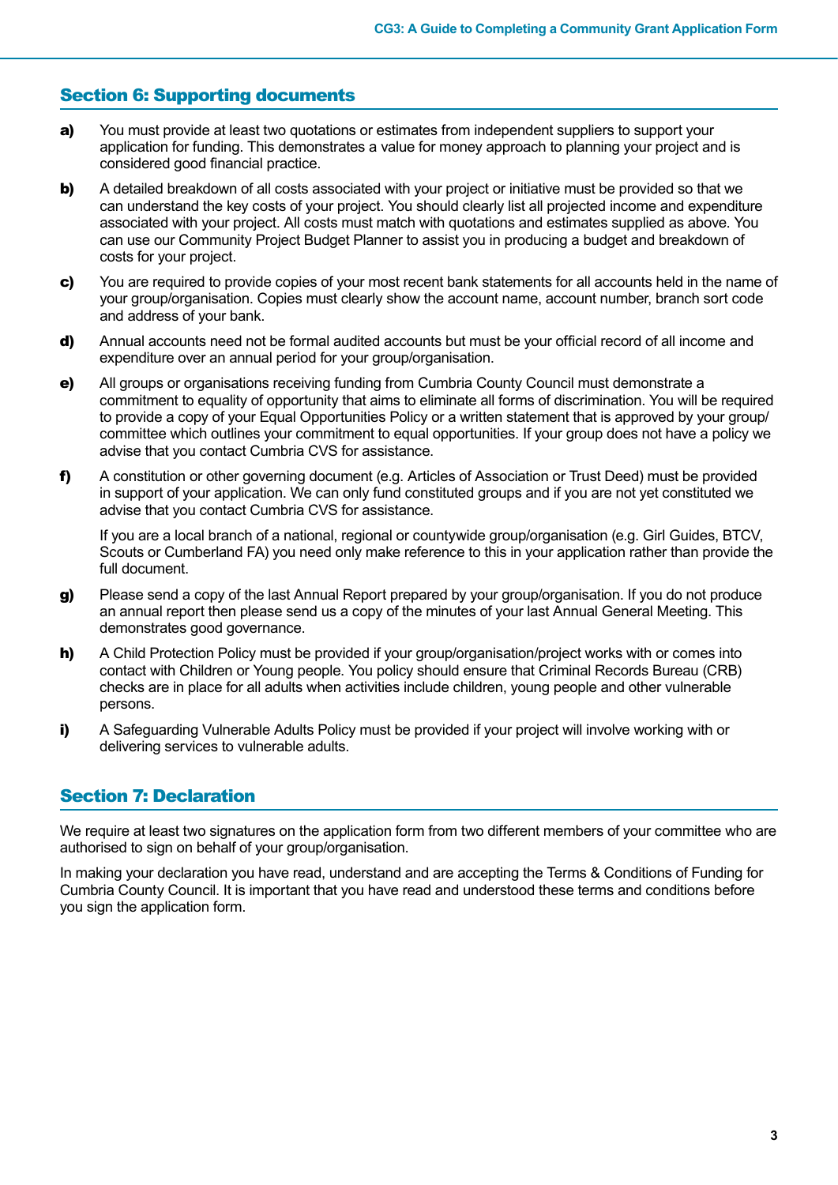## Section 6: Supporting documents

**a)** You must provide at least two quotations or estimates from independent suppliers to support your application for funding. This demonstrates a value for money approach to planning your project and is considered good financial practice.

**b)** A detailed breakdown of all costs associated with your project or initiative must be provided so that we can understand the key costs of your project. You should clearly list all projected income and expenditure associated with your project. All costs must match with quotations and estimates supplied as above. You can use our Community Project Budget Planner to assist you in producing a budget and breakdown of costs for your project.

**c)** You are required to provide copies of your most recent bank statements for all accounts held in the name of your group/organisation. Copies must clearly show the account name, account number, branch sort code and address of your bank.

**d)** Annual accounts need not be formal audited accounts but must be your official record of all income and expenditure over an annual period for your group/organisation.

**e)** All groups or organisations receiving funding from Cumbria County Council must demonstrate a commitment to equality of opportunity that aims to eliminate all forms of discrimination. You will be required to provide a copy of your Equal Opportunities Policy or a written statement that is approved by your group/committee which outlines your commitment to equal opportunities. If your group does not have a policy we advise that you contact Cumbria CVS for assistance.

**f)** A constitution or other governing document (e.g. Articles of Association or Trust Deed) must be provided in support of your application. We can only fund constituted groups and if you are not yet constituted we advise that you contact Cumbria CVS for assistance.

If you are a local branch of a national, regional or countywide group/organisation (e.g. Girl Guides, BTCV, Scouts or Cumberland FA) you need only make reference to this in your application rather than provide the full document.

**g)** Please send a copy of the last Annual Report prepared by your group/organisation. If you do not produce an annual report then please send us a copy of the minutes of your last Annual General Meeting. This demonstrates good governance.

**h)** A Child Protection Policy must be provided if your group/organisation/project works with or comes into contact with Children or Young people. You policy should ensure that Criminal Records Bureau (CRB) checks are in place for all adults when activities include children, young people and other vulnerable persons.

**i)** A Safeguarding Vulnerable Adults Policy must be provided if your project will involve working with or delivering services to vulnerable adults.

## Section 7: Declaration

We require at least two signatures on the application form from two different members of your committee who are authorised to sign on behalf of your group/organisation.

In making your declaration you have read, understand and are accepting the Terms & Conditions of Funding for Cumbria County Council. It is important that you have read and understood these terms and conditions before you sign the application form.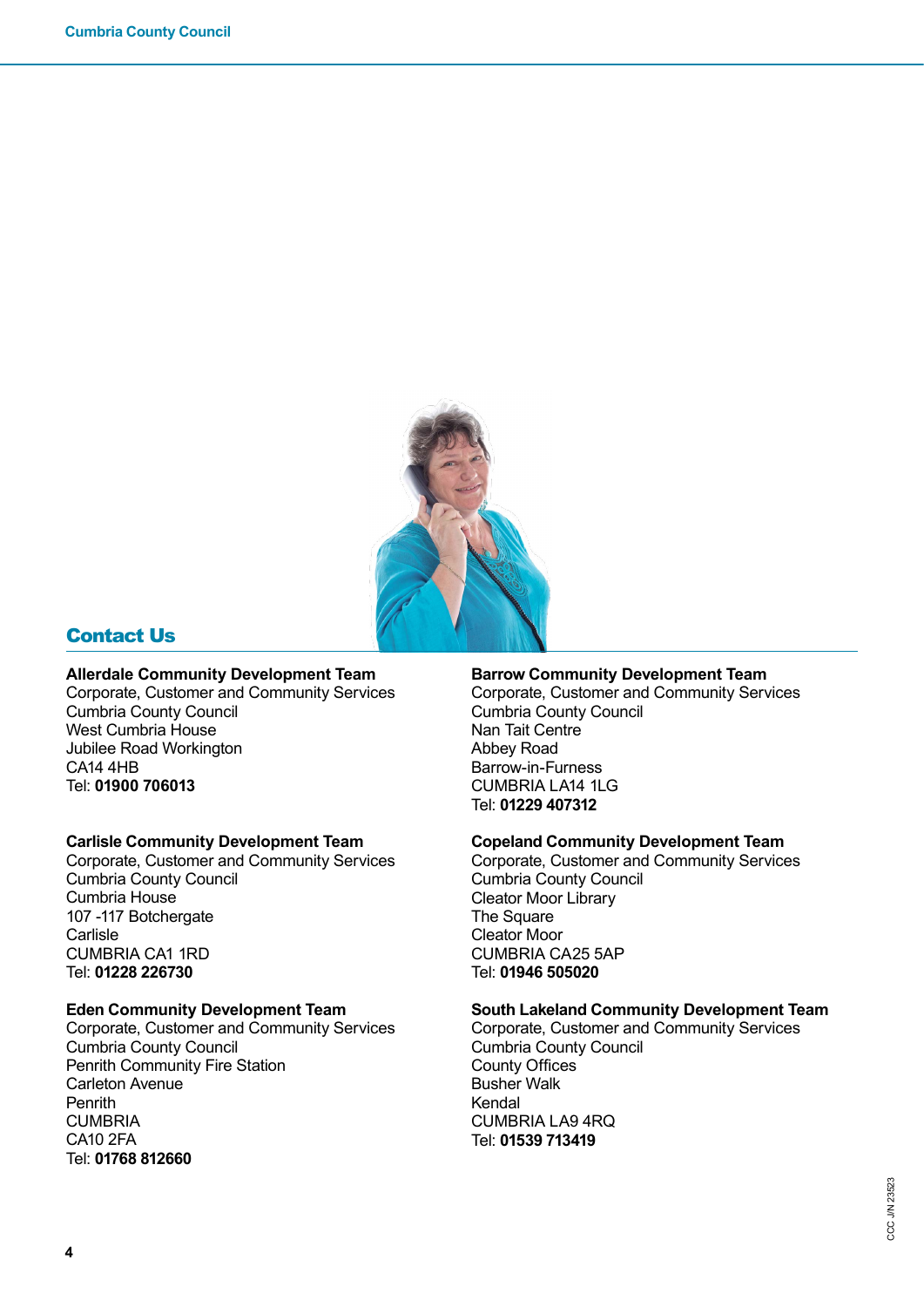## Contact Us

**Allerdale Community Development Team**
Corporate, Customer and Community Services
Cumbria County Council
West Cumbria House
Jubilee Road Workington
CA14 4HB
Tel: **01900 706013**

**Carlisle Community Development Team**
Corporate, Customer and Community Services
Cumbria County Council
Cumbria House
107 -117 Botchergate
Carlisle
CUMBRIA CA1 1RD
Tel: **01228 226730**

**Eden Community Development Team**
Corporate, Customer and Community Services
Cumbria County Council
Penrith Community Fire Station
Carleton Avenue
Penrith
CUMBRIA
CA10 2FA
Tel: **01768 812660**

**Barrow Community Development Team**
Corporate, Customer and Community Services
Cumbria County Council
Nan Tait Centre
Abbey Road
Barrow-in-Furness
CUMBRIA LA14 1LG
Tel: **01229 407312**

**Copeland Community Development Team**
Corporate, Customer and Community Services
Cumbria County Council
Cleator Moor Library
The Square
Cleator Moor
CUMBRIA CA25 5AP
Tel: **01946 505020**

**South Lakeland Community Development Team**
Corporate, Customer and Community Services
Cumbria County Council
County Offices
Busher Walk
Kendal
CUMBRIA LA9 4RQ
Tel: **01539 713419**

CCC JN 23523